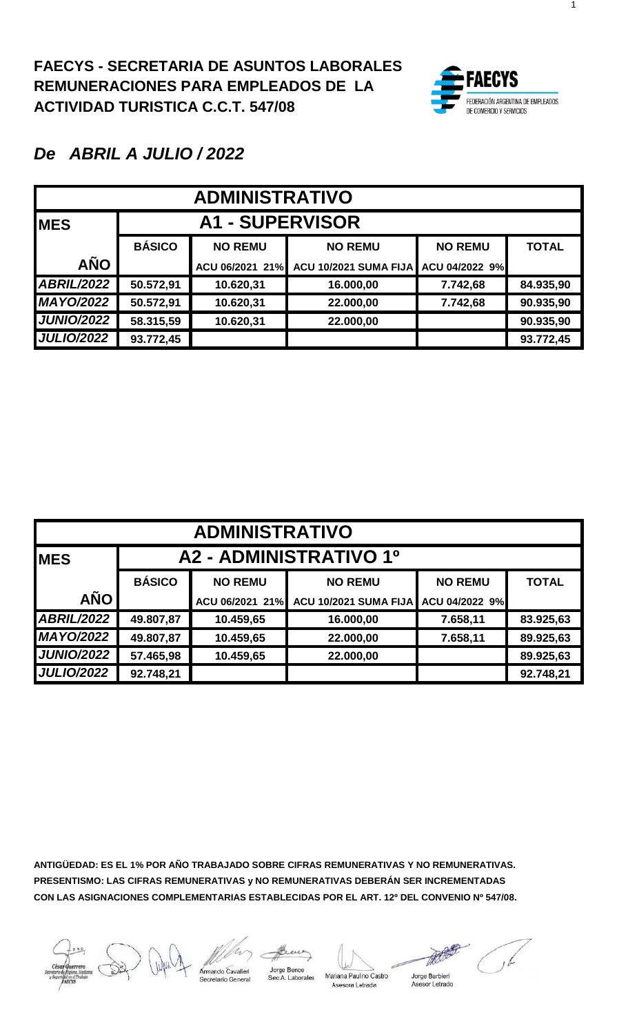# FAECYS - SECRETARIA DE ASUNTOS LABORALES
# REMUNERACIONES PARA EMPLEADOS DE LA ACTIVIDAD TURISTICA C.C.T. 547/08

FAECYS — FEDERACIÓN ARGENTINA DE EMPLEADOS DE COMERCIO Y SERVICIOS

## *De ABRIL A JULIO / 2022*

| ADMINISTRATIVO | | | | | |
|---|---|---|---|---|---|
| **MES** | **A1 - SUPERVISOR** | | | | |
| | **BÁSICO** | **NO REMU** | **NO REMU** | **NO REMU** | **TOTAL** |
| **AÑO** | | **ACU 06/2021 21%** | **ACU 10/2021 SUMA FIJA** | **ACU 04/2022 9%** | |
| ***ABRIL/2022*** | 50.572,91 | 10.620,31 | 16.000,00 | 7.742,68 | 84.935,90 |
| ***MAYO/2022*** | 50.572,91 | 10.620,31 | 22.000,00 | 7.742,68 | 90.935,90 |
| ***JUNIO/2022*** | 58.315,59 | 10.620,31 | 22.000,00 | | 90.935,90 |
| ***JULIO/2022*** | 93.772,45 | | | | 93.772,45 |

| ADMINISTRATIVO | | | | | |
|---|---|---|---|---|---|
| **MES** | **A2 - ADMINISTRATIVO 1º** | | | | |
| | **BÁSICO** | **NO REMU** | **NO REMU** | **NO REMU** | **TOTAL** |
| **AÑO** | | **ACU 06/2021 21%** | **ACU 10/2021 SUMA FIJA** | **ACU 04/2022 9%** | |
| ***ABRIL/2022*** | 49.807,87 | 10.459,65 | 16.000,00 | 7.658,11 | 83.925,63 |
| ***MAYO/2022*** | 49.807,87 | 10.459,65 | 22.000,00 | 7.658,11 | 89.925,63 |
| ***JUNIO/2022*** | 57.465,98 | 10.459,65 | 22.000,00 | | 89.925,63 |
| ***JULIO/2022*** | 92.748,21 | | | | 92.748,21 |

**ANTIGÜEDAD: ES EL 1% POR AÑO TRABAJADO SOBRE CIFRAS REMUNERATIVAS Y NO REMUNERATIVAS.**
**PRESENTISMO: LAS CIFRAS REMUNERATIVAS y NO REMUNERATIVAS DEBERÁN SER INCREMENTADAS CON LAS ASIGNACIONES COMPLEMENTARIAS ESTABLECIDAS POR EL ART. 12º DEL CONVENIO Nº 547/08.**

César Guerrero — Secretario de Higiene, Medicina y Seguridad en el Trabajo FAECYS
Armando Cavalieri — Secretario General
Jorge Bence — Sec. A. Laborales
Mariana Paulino Castro — Asesora Letrada
Jorge Barbieri — Asesor Letrado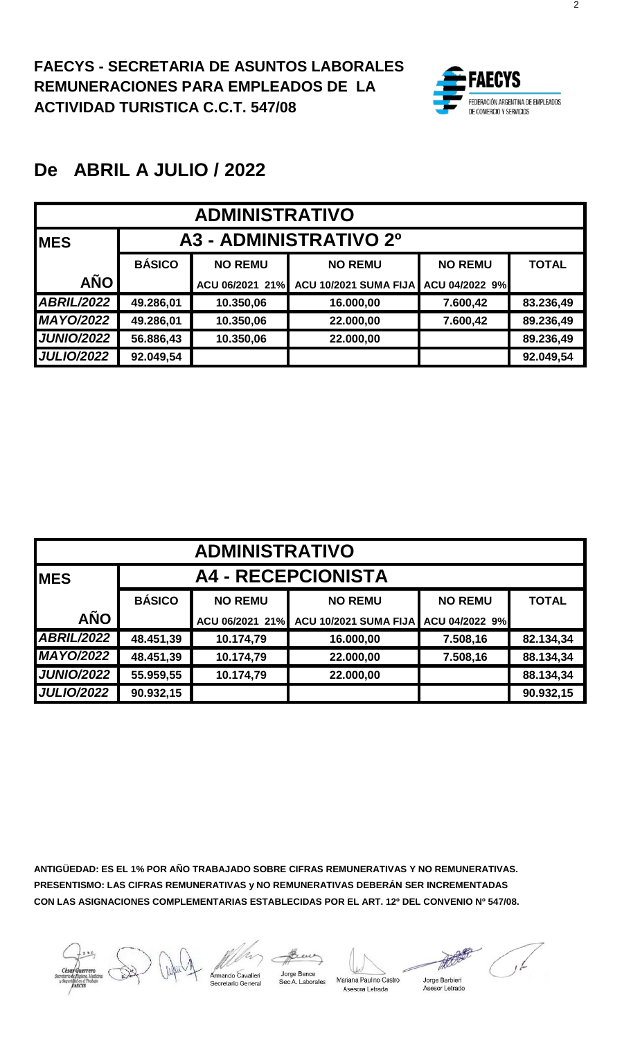**FAECYS - SECRETARIA DE ASUNTOS LABORALES**
**REMUNERACIONES PARA EMPLEADOS DE LA ACTIVIDAD TURISTICA C.C.T. 547/08**

FAECYS
FEDERACIÓN ARGENTINA DE EMPLEADOS DE COMERCIO Y SERVICIOS

## De ABRIL A JULIO / 2022

| ADMINISTRATIVO | | | | | |
|---|---|---|---|---|---|
| **MES** | **A3 - ADMINISTRATIVO 2º** | | | | |
| | **BÁSICO** | **NO REMU** | **NO REMU** | **NO REMU** | **TOTAL** |
| **AÑO** | | ACU 06/2021 21% | ACU 10/2021 SUMA FIJA | ACU 04/2022 9% | |
| ***ABRIL/2022*** | 49.286,01 | 10.350,06 | 16.000,00 | 7.600,42 | 83.236,49 |
| ***MAYO/2022*** | 49.286,01 | 10.350,06 | 22.000,00 | 7.600,42 | 89.236,49 |
| ***JUNIO/2022*** | 56.886,43 | 10.350,06 | 22.000,00 | | 89.236,49 |
| ***JULIO/2022*** | 92.049,54 | | | | 92.049,54 |

| ADMINISTRATIVO | | | | | |
|---|---|---|---|---|---|
| **MES** | **A4 - RECEPCIONISTA** | | | | |
| | **BÁSICO** | **NO REMU** | **NO REMU** | **NO REMU** | **TOTAL** |
| **AÑO** | | ACU 06/2021 21% | ACU 10/2021 SUMA FIJA | ACU 04/2022 9% | |
| ***ABRIL/2022*** | 48.451,39 | 10.174,79 | 16.000,00 | 7.508,16 | 82.134,34 |
| ***MAYO/2022*** | 48.451,39 | 10.174,79 | 22.000,00 | 7.508,16 | 88.134,34 |
| ***JUNIO/2022*** | 55.959,55 | 10.174,79 | 22.000,00 | | 88.134,34 |
| ***JULIO/2022*** | 90.932,15 | | | | 90.932,15 |

**ANTIGÜEDAD: ES EL 1% POR AÑO TRABAJADO SOBRE CIFRAS REMUNERATIVAS Y NO REMUNERATIVAS.**
**PRESENTISMO: LAS CIFRAS REMUNERATIVAS y NO REMUNERATIVAS DEBERÁN SER INCREMENTADAS CON LAS ASIGNACIONES COMPLEMENTARIAS ESTABLECIDAS POR EL ART. 12º DEL CONVENIO Nº 547/08.**

César Guerrero, Secretario de Higiene, Medicina y Seguridad en el Trabajo FAECYS — Armando Cavalieri, Secretario General — Jorge Bence, Sec. A. Laborales — Mariana Paulino Castro, Asesora Letrada — Jorge Barbieri, Asesor Letrado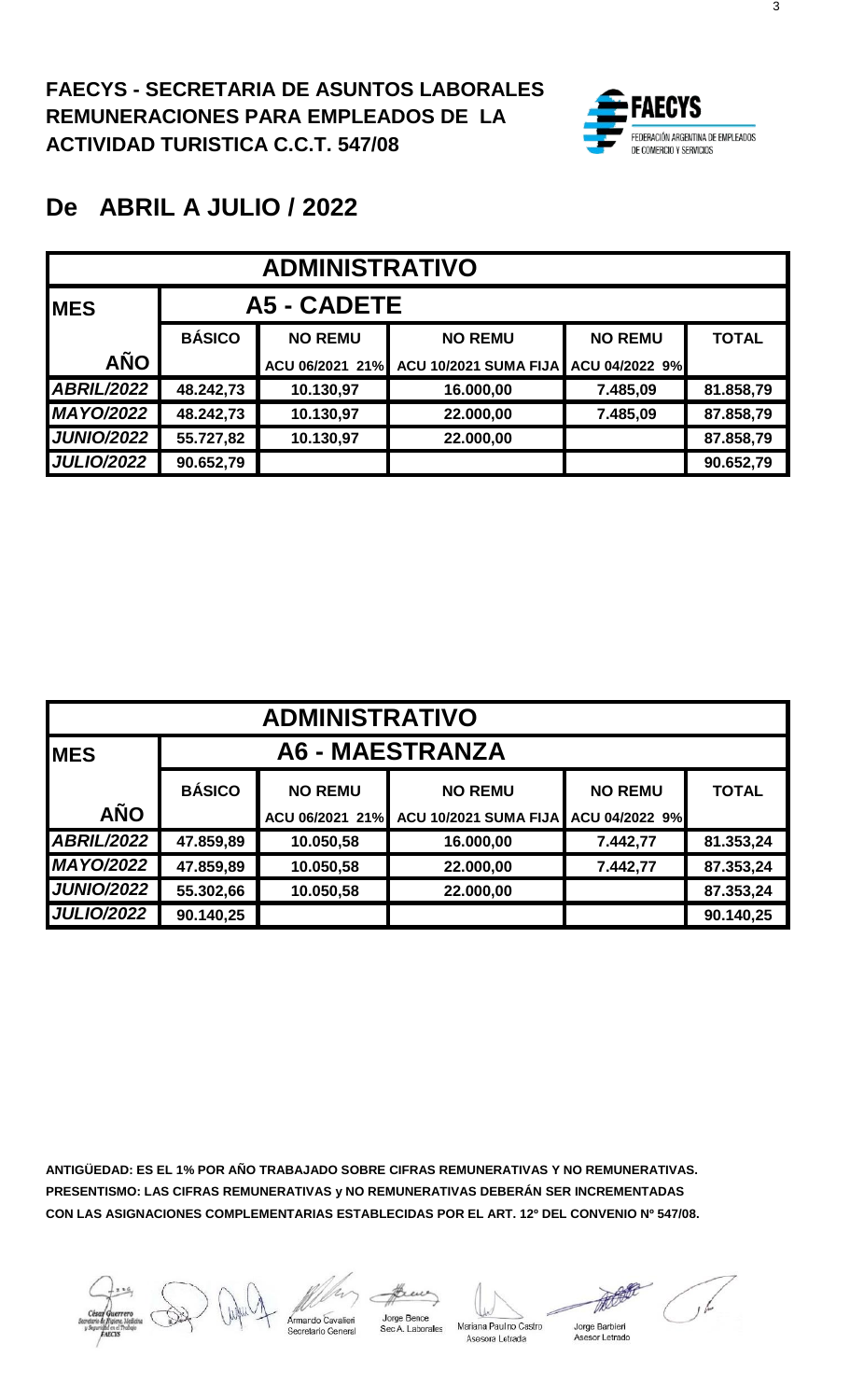**FAECYS - SECRETARIA DE ASUNTOS LABORALES**
**REMUNERACIONES PARA EMPLEADOS DE LA ACTIVIDAD TURISTICA C.C.T. 547/08**

FAECYS
FEDERACIÓN ARGENTINA DE EMPLEADOS DE COMERCIO Y SERVICIOS

## De ABRIL A JULIO / 2022

| ADMINISTRATIVO | | | | | |
|---|---|---|---|---|---|
| **MES** | **A5 - CADETE** | | | | |
| | **BÁSICO** | **NO REMU** | **NO REMU** | **NO REMU** | **TOTAL** |
| **AÑO** | | ACU 06/2021 21% | ACU 10/2021 SUMA FIJA | ACU 04/2022 9% | |
| ***ABRIL/2022*** | 48.242,73 | 10.130,97 | 16.000,00 | 7.485,09 | 81.858,79 |
| ***MAYO/2022*** | 48.242,73 | 10.130,97 | 22.000,00 | 7.485,09 | 87.858,79 |
| ***JUNIO/2022*** | 55.727,82 | 10.130,97 | 22.000,00 | | 87.858,79 |
| ***JULIO/2022*** | 90.652,79 | | | | 90.652,79 |

| ADMINISTRATIVO | | | | | |
|---|---|---|---|---|---|
| **MES** | **A6 - MAESTRANZA** | | | | |
| | **BÁSICO** | **NO REMU** | **NO REMU** | **NO REMU** | **TOTAL** |
| **AÑO** | | ACU 06/2021 21% | ACU 10/2021 SUMA FIJA | ACU 04/2022 9% | |
| ***ABRIL/2022*** | 47.859,89 | 10.050,58 | 16.000,00 | 7.442,77 | 81.353,24 |
| ***MAYO/2022*** | 47.859,89 | 10.050,58 | 22.000,00 | 7.442,77 | 87.353,24 |
| ***JUNIO/2022*** | 55.302,66 | 10.050,58 | 22.000,00 | | 87.353,24 |
| ***JULIO/2022*** | 90.140,25 | | | | 90.140,25 |

**ANTIGÜEDAD: ES EL 1% POR AÑO TRABAJADO SOBRE CIFRAS REMUNERATIVAS Y NO REMUNERATIVAS.**
**PRESENTISMO: LAS CIFRAS REMUNERATIVAS y NO REMUNERATIVAS DEBERÁN SER INCREMENTADAS CON LAS ASIGNACIONES COMPLEMENTARIAS ESTABLECIDAS POR EL ART. 12º DEL CONVENIO Nº 547/08.**

César Guerrero — Secretario de Higiene, Medicina y Seguridad en el Trabajo FAECYS
Armando Cavalieri — Secretario General
Jorge Bence — Sec.A. Laborales
Mariana Paulino Castro — Asesora Letrada
Jorge Barbieri — Asesor Letrado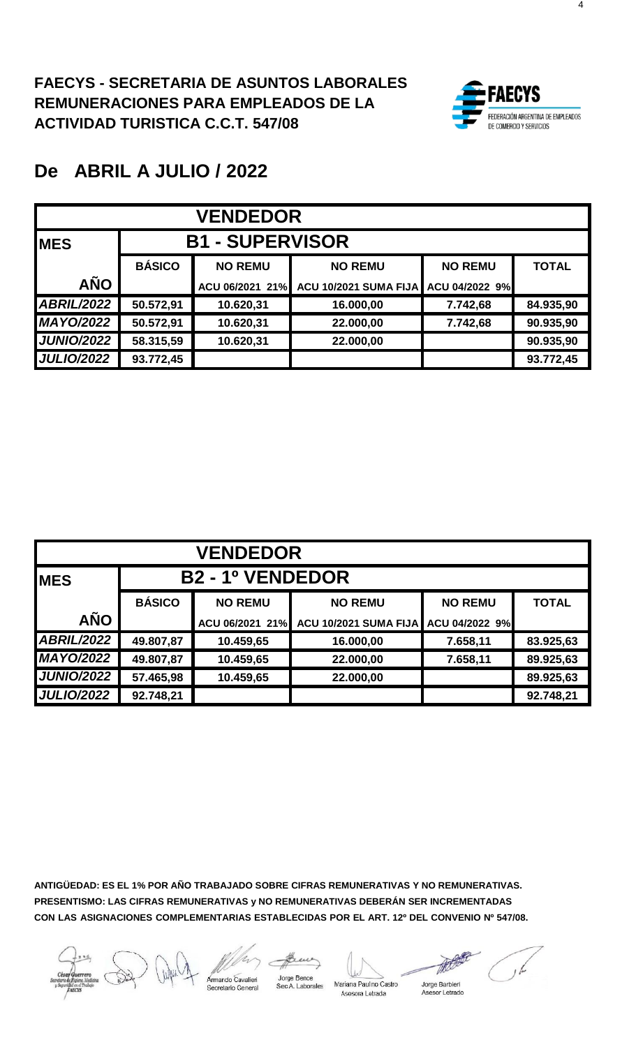**FAECYS - SECRETARIA DE ASUNTOS LABORALES**
**REMUNERACIONES PARA EMPLEADOS DE LA ACTIVIDAD TURISTICA C.C.T. 547/08**

FAECYS
FEDERACIÓN ARGENTINA DE EMPLEADOS DE COMERCIO Y SERVICIOS

## De ABRIL A JULIO / 2022

| VENDEDOR | | | | | |
|---|---|---|---|---|---|
| **MES** | **B1 - SUPERVISOR** | | | | |
| | **BÁSICO** | **NO REMU** | **NO REMU** | **NO REMU** | **TOTAL** |
| **AÑO** | | ACU 06/2021 21% | ACU 10/2021 SUMA FIJA | ACU 04/2022 9% | |
| **ABRIL/2022** | 50.572,91 | 10.620,31 | 16.000,00 | 7.742,68 | 84.935,90 |
| **MAYO/2022** | 50.572,91 | 10.620,31 | 22.000,00 | 7.742,68 | 90.935,90 |
| **JUNIO/2022** | 58.315,59 | 10.620,31 | 22.000,00 | | 90.935,90 |
| **JULIO/2022** | 93.772,45 | | | | 93.772,45 |

| VENDEDOR | | | | | |
|---|---|---|---|---|---|
| **MES** | **B2 - 1º VENDEDOR** | | | | |
| | **BÁSICO** | **NO REMU** | **NO REMU** | **NO REMU** | **TOTAL** |
| **AÑO** | | ACU 06/2021 21% | ACU 10/2021 SUMA FIJA | ACU 04/2022 9% | |
| **ABRIL/2022** | 49.807,87 | 10.459,65 | 16.000,00 | 7.658,11 | 83.925,63 |
| **MAYO/2022** | 49.807,87 | 10.459,65 | 22.000,00 | 7.658,11 | 89.925,63 |
| **JUNIO/2022** | 57.465,98 | 10.459,65 | 22.000,00 | | 89.925,63 |
| **JULIO/2022** | 92.748,21 | | | | 92.748,21 |

**ANTIGÜEDAD: ES EL 1% POR AÑO TRABAJADO SOBRE CIFRAS REMUNERATIVAS Y NO REMUNERATIVAS.**
**PRESENTISMO: LAS CIFRAS REMUNERATIVAS y NO REMUNERATIVAS DEBERÁN SER INCREMENTADAS CON LAS ASIGNACIONES COMPLEMENTARIAS ESTABLECIDAS POR EL ART. 12º DEL CONVENIO Nº 547/08.**

César Guerrero, Secretario de Higiene, Medicina y Seguridad en el Trabajo, FAECYS — Armando Cavalieri, Secretario General — Jorge Bence, Sec.A. Laborales — Mariana Paulino Castro, Asesora Letrada — Jorge Barbieri, Asesor Letrado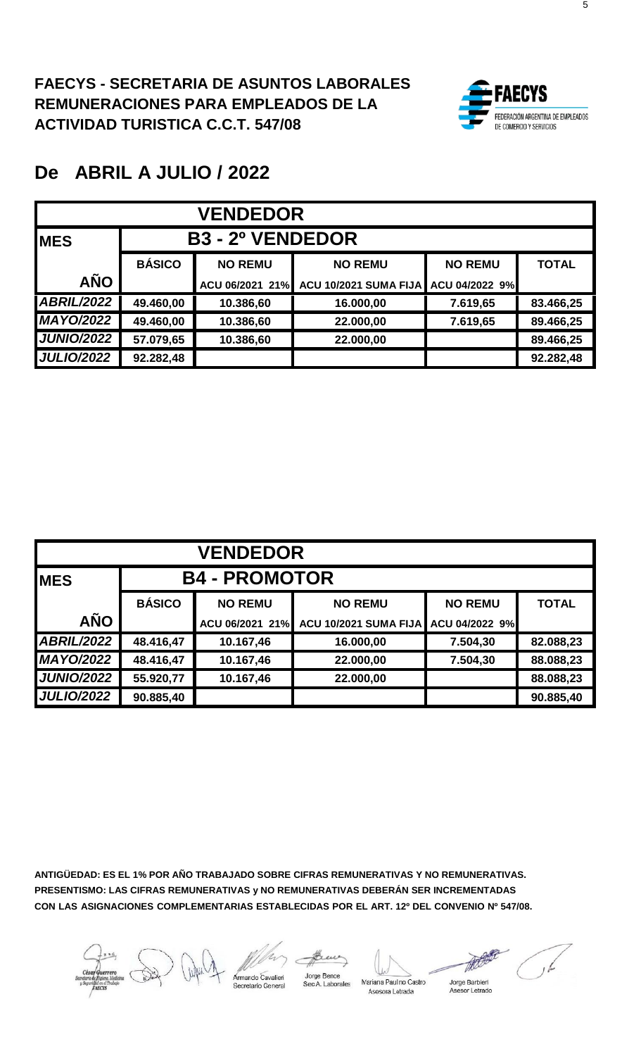**FAECYS - SECRETARIA DE ASUNTOS LABORALES**
**REMUNERACIONES PARA EMPLEADOS DE LA ACTIVIDAD TURISTICA C.C.T. 547/08**

FAECYS
FEDERACIÓN ARGENTINA DE EMPLEADOS DE COMERCIO Y SERVICIOS

# De ABRIL A JULIO / 2022

| VENDEDOR | | | | | |
|---|---|---|---|---|---|
| **MES** | **B3 - 2º VENDEDOR** | | | | |
| | **BÁSICO** | **NO REMU** | **NO REMU** | **NO REMU** | **TOTAL** |
| **AÑO** | | ACU 06/2021 21% | ACU 10/2021 SUMA FIJA | ACU 04/2022 9% | |
| ***ABRIL/2022*** | **49.460,00** | **10.386,60** | **16.000,00** | **7.619,65** | **83.466,25** |
| ***MAYO/2022*** | **49.460,00** | **10.386,60** | **22.000,00** | **7.619,65** | **89.466,25** |
| ***JUNIO/2022*** | **57.079,65** | **10.386,60** | **22.000,00** | | **89.466,25** |
| ***JULIO/2022*** | **92.282,48** | | | | **92.282,48** |

| VENDEDOR | | | | | |
|---|---|---|---|---|---|
| **MES** | **B4 - PROMOTOR** | | | | |
| | **BÁSICO** | **NO REMU** | **NO REMU** | **NO REMU** | **TOTAL** |
| **AÑO** | | ACU 06/2021 21% | ACU 10/2021 SUMA FIJA | ACU 04/2022 9% | |
| ***ABRIL/2022*** | **48.416,47** | **10.167,46** | **16.000,00** | **7.504,30** | **82.088,23** |
| ***MAYO/2022*** | **48.416,47** | **10.167,46** | **22.000,00** | **7.504,30** | **88.088,23** |
| ***JUNIO/2022*** | **55.920,77** | **10.167,46** | **22.000,00** | | **88.088,23** |
| ***JULIO/2022*** | **90.885,40** | | | | **90.885,40** |

**ANTIGÜEDAD: ES EL 1% POR AÑO TRABAJADO SOBRE CIFRAS REMUNERATIVAS Y NO REMUNERATIVAS.**
**PRESENTISMO: LAS CIFRAS REMUNERATIVAS y NO REMUNERATIVAS DEBERÁN SER INCREMENTADAS CON LAS ASIGNACIONES COMPLEMENTARIAS ESTABLECIDAS POR EL ART. 12º DEL CONVENIO Nº 547/08.**

César Guerrero, Secretario de Higiene, Medicina y Seguridad en el Trabajo FAECYS — Armando Cavalieri, Secretario General — Jorge Bence, Sec.A. Laborales — Mariana Paulino Castro, Asesora Letrada — Jorge Barbieri, Asesor Letrado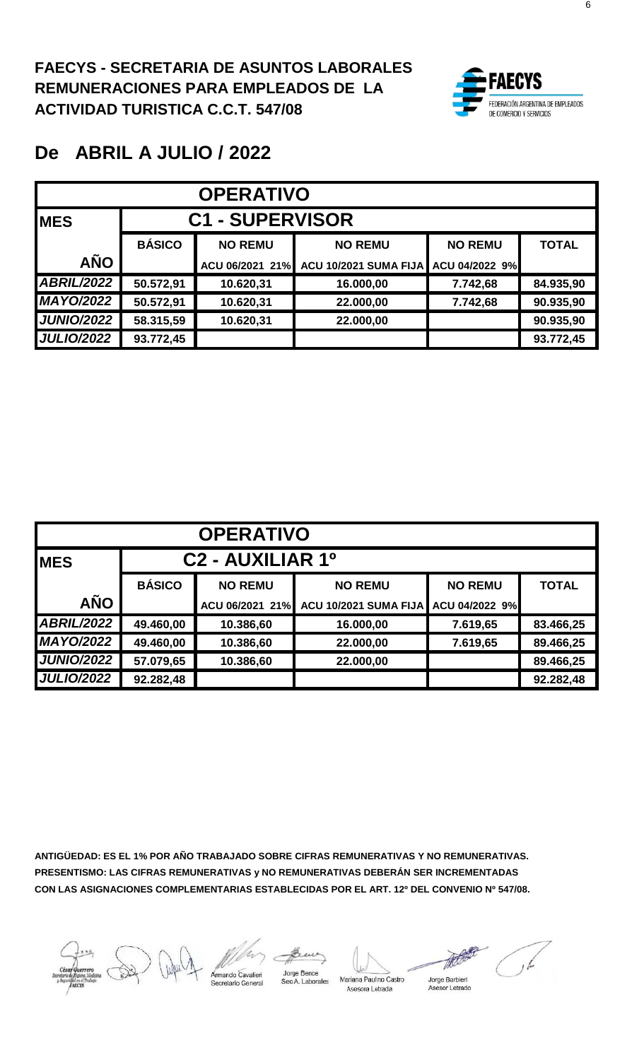**FAECYS - SECRETARIA DE ASUNTOS LABORALES**
**REMUNERACIONES PARA EMPLEADOS DE LA ACTIVIDAD TURISTICA C.C.T. 547/08**

FAECYS
FEDERACIÓN ARGENTINA DE EMPLEADOS DE COMERCIO Y SERVICIOS

## De ABRIL A JULIO / 2022

| OPERATIVO | | | | | |
|---|---|---|---|---|---|
| **MES** | **C1 - SUPERVISOR** | | | | |
| | **BÁSICO** | **NO REMU** | **NO REMU** | **NO REMU** | **TOTAL** |
| **AÑO** | | ACU 06/2021 21% | ACU 10/2021 SUMA FIJA | ACU 04/2022 9% | |
| ***ABRIL/2022*** | 50.572,91 | 10.620,31 | 16.000,00 | 7.742,68 | 84.935,90 |
| ***MAYO/2022*** | 50.572,91 | 10.620,31 | 22.000,00 | 7.742,68 | 90.935,90 |
| ***JUNIO/2022*** | 58.315,59 | 10.620,31 | 22.000,00 | | 90.935,90 |
| ***JULIO/2022*** | 93.772,45 | | | | 93.772,45 |

| OPERATIVO | | | | | |
|---|---|---|---|---|---|
| **MES** | **C2 - AUXILIAR 1º** | | | | |
| | **BÁSICO** | **NO REMU** | **NO REMU** | **NO REMU** | **TOTAL** |
| **AÑO** | | ACU 06/2021 21% | ACU 10/2021 SUMA FIJA | ACU 04/2022 9% | |
| ***ABRIL/2022*** | 49.460,00 | 10.386,60 | 16.000,00 | 7.619,65 | 83.466,25 |
| ***MAYO/2022*** | 49.460,00 | 10.386,60 | 22.000,00 | 7.619,65 | 89.466,25 |
| ***JUNIO/2022*** | 57.079,65 | 10.386,60 | 22.000,00 | | 89.466,25 |
| ***JULIO/2022*** | 92.282,48 | | | | 92.282,48 |

**ANTIGÜEDAD: ES EL 1% POR AÑO TRABAJADO SOBRE CIFRAS REMUNERATIVAS Y NO REMUNERATIVAS.**
**PRESENTISMO: LAS CIFRAS REMUNERATIVAS y NO REMUNERATIVAS DEBERÁN SER INCREMENTADAS CON LAS ASIGNACIONES COMPLEMENTARIAS ESTABLECIDAS POR EL ART. 12º DEL CONVENIO Nº 547/08.**

César Guerrero
Secretario de Higiene, Medicina y Seguridad en el Trabajo FAECYS

Armando Cavalieri
Secretario General

Jorge Bence
Sec A. Laborales

Mariana Paulino Castro
Asesora Letrada

Jorge Barbieri
Asesor Letrado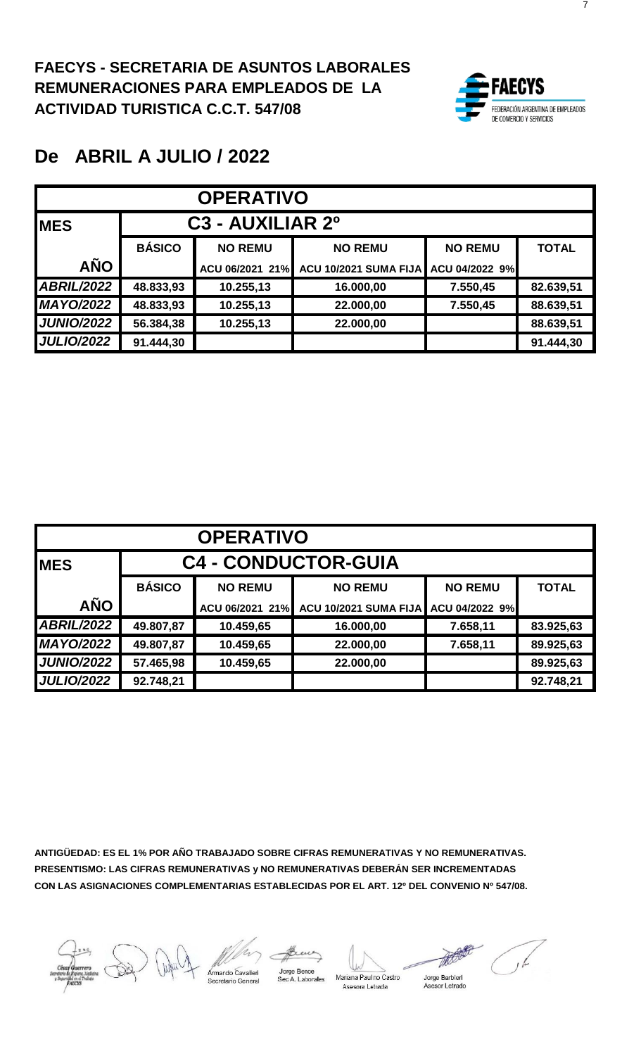**FAECYS - SECRETARIA DE ASUNTOS LABORALES**
**REMUNERACIONES PARA EMPLEADOS DE LA**
**ACTIVIDAD TURISTICA C.C.T. 547/08**

FAECYS
FEDERACIÓN ARGENTINA DE EMPLEADOS DE COMERCIO Y SERVICIOS

# De ABRIL A JULIO / 2022

| OPERATIVO | | | | | |
|---|---|---|---|---|---|
| **MES** | **C3 - AUXILIAR 2º** | | | | |
| | **BÁSICO** | **NO REMU** | **NO REMU** | **NO REMU** | **TOTAL** |
| **AÑO** | | ACU 06/2021 21% | ACU 10/2021 SUMA FIJA | ACU 04/2022 9% | |
| ***ABRIL/2022*** | 48.833,93 | 10.255,13 | 16.000,00 | 7.550,45 | 82.639,51 |
| ***MAYO/2022*** | 48.833,93 | 10.255,13 | 22.000,00 | 7.550,45 | 88.639,51 |
| ***JUNIO/2022*** | 56.384,38 | 10.255,13 | 22.000,00 | | 88.639,51 |
| ***JULIO/2022*** | 91.444,30 | | | | 91.444,30 |

| OPERATIVO | | | | | |
|---|---|---|---|---|---|
| **MES** | **C4 - CONDUCTOR-GUIA** | | | | |
| | **BÁSICO** | **NO REMU** | **NO REMU** | **NO REMU** | **TOTAL** |
| **AÑO** | | ACU 06/2021 21% | ACU 10/2021 SUMA FIJA | ACU 04/2022 9% | |
| ***ABRIL/2022*** | 49.807,87 | 10.459,65 | 16.000,00 | 7.658,11 | 83.925,63 |
| ***MAYO/2022*** | 49.807,87 | 10.459,65 | 22.000,00 | 7.658,11 | 89.925,63 |
| ***JUNIO/2022*** | 57.465,98 | 10.459,65 | 22.000,00 | | 89.925,63 |
| ***JULIO/2022*** | 92.748,21 | | | | 92.748,21 |

**ANTIGÜEDAD: ES EL 1% POR AÑO TRABAJADO SOBRE CIFRAS REMUNERATIVAS Y NO REMUNERATIVAS.**
**PRESENTISMO: LAS CIFRAS REMUNERATIVAS y NO REMUNERATIVAS DEBERÁN SER INCREMENTADAS CON LAS ASIGNACIONES COMPLEMENTARIAS ESTABLECIDAS POR EL ART. 12º DEL CONVENIO Nº 547/08.**

César Guerrero — Secretario de Higiene, Medicina y Seguridad en el Trabajo FAECYS
Armando Cavalieri — Secretario General
Jorge Bence — Sec A. Laborales
Mariana Paulino Castro — Asesora Letrada
Jorge Barbieri — Asesor Letrado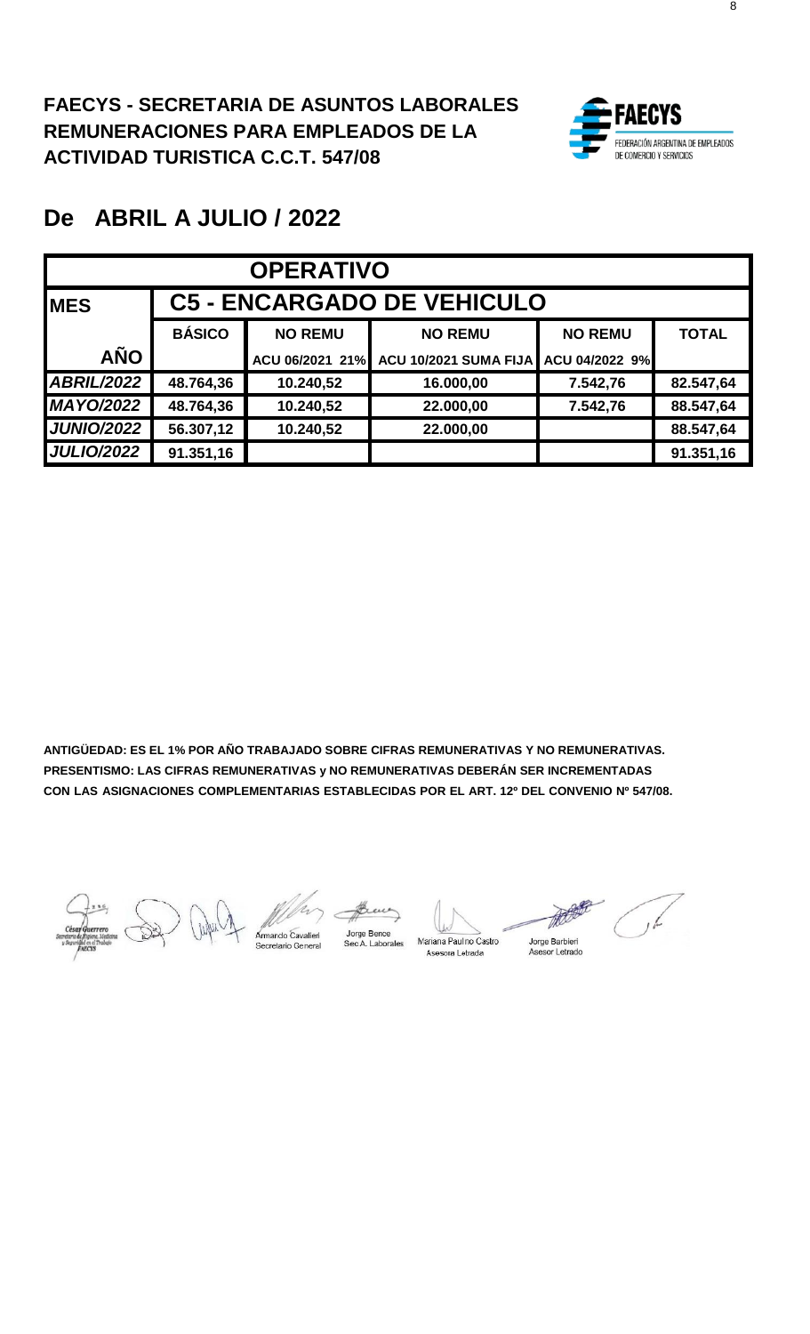**FAECYS - SECRETARIA DE ASUNTOS LABORALES**
**REMUNERACIONES PARA EMPLEADOS DE LA**
**ACTIVIDAD TURISTICA C.C.T. 547/08**

FAECYS
FEDERACIÓN ARGENTINA DE EMPLEADOS DE COMERCIO Y SERVICIOS

## De ABRIL A JULIO / 2022

| OPERATIVO | | | | | |
|---|---|---|---|---|---|
| **MES** | **C5 - ENCARGADO DE VEHICULO** | | | | |
| | **BÁSICO** | **NO REMU** | **NO REMU** | **NO REMU** | **TOTAL** |
| **AÑO** | | **ACU 06/2021 21%** | **ACU 10/2021 SUMA FIJA** | **ACU 04/2022 9%** | |
| ***ABRIL/2022*** | **48.764,36** | **10.240,52** | **16.000,00** | **7.542,76** | **82.547,64** |
| ***MAYO/2022*** | **48.764,36** | **10.240,52** | **22.000,00** | **7.542,76** | **88.547,64** |
| ***JUNIO/2022*** | **56.307,12** | **10.240,52** | **22.000,00** | | **88.547,64** |
| ***JULIO/2022*** | **91.351,16** | | | | **91.351,16** |

**ANTIGÜEDAD: ES EL 1% POR AÑO TRABAJADO SOBRE CIFRAS REMUNERATIVAS Y NO REMUNERATIVAS.**
**PRESENTISMO: LAS CIFRAS REMUNERATIVAS y NO REMUNERATIVAS DEBERÁN SER INCREMENTADAS CON LAS ASIGNACIONES COMPLEMENTARIAS ESTABLECIDAS POR EL ART. 12º DEL CONVENIO Nº 547/08.**

César Guerrero
Secretario de Higiene, Medicina y Seguridad en el Trabajo
FAECYS

Armando Cavalieri
Secretario General

Jorge Bence
Sec.A. Laborales

Mariana Paulino Castro
Asesora Letrada

Jorge Barbieri
Asesor Letrado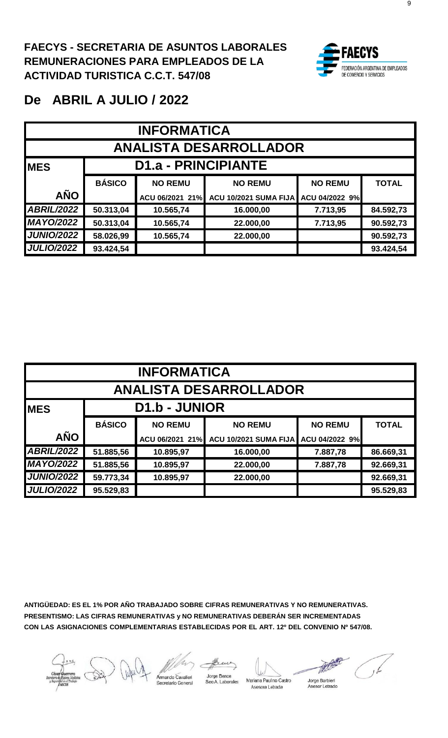**FAECYS - SECRETARIA DE ASUNTOS LABORALES**
**REMUNERACIONES PARA EMPLEADOS DE LA**
**ACTIVIDAD TURISTICA C.C.T. 547/08**

FAECYS
FEDERACIÓN ARGENTINA DE EMPLEADOS DE COMERCIO Y SERVICIOS

# De ABRIL A JULIO / 2022

| INFORMATICA | | | | | |
|---|---|---|---|---|---|
| ANALISTA DESARROLLADOR | | | | | |
| MES | D1.a - PRINCIPIANTE | | | | |
| | BÁSICO | NO REMU | NO REMU | NO REMU | TOTAL |
| AÑO | | ACU 06/2021 21% | ACU 10/2021 SUMA FIJA | ACU 04/2022 9% | |
| ABRIL/2022 | 50.313,04 | 10.565,74 | 16.000,00 | 7.713,95 | 84.592,73 |
| MAYO/2022 | 50.313,04 | 10.565,74 | 22.000,00 | 7.713,95 | 90.592,73 |
| JUNIO/2022 | 58.026,99 | 10.565,74 | 22.000,00 | | 90.592,73 |
| JULIO/2022 | 93.424,54 | | | | 93.424,54 |

| INFORMATICA | | | | | |
|---|---|---|---|---|---|
| ANALISTA DESARROLLADOR | | | | | |
| MES | D1.b - JUNIOR | | | | |
| | BÁSICO | NO REMU | NO REMU | NO REMU | TOTAL |
| AÑO | | ACU 06/2021 21% | ACU 10/2021 SUMA FIJA | ACU 04/2022 9% | |
| ABRIL/2022 | 51.885,56 | 10.895,97 | 16.000,00 | 7.887,78 | 86.669,31 |
| MAYO/2022 | 51.885,56 | 10.895,97 | 22.000,00 | 7.887,78 | 92.669,31 |
| JUNIO/2022 | 59.773,34 | 10.895,97 | 22.000,00 | | 92.669,31 |
| JULIO/2022 | 95.529,83 | | | | 95.529,83 |

**ANTIGÜEDAD: ES EL 1% POR AÑO TRABAJADO SOBRE CIFRAS REMUNERATIVAS Y NO REMUNERATIVAS.**
**PRESENTISMO: LAS CIFRAS REMUNERATIVAS y NO REMUNERATIVAS DEBERÁN SER INCREMENTADAS CON LAS ASIGNACIONES COMPLEMENTARIAS ESTABLECIDAS POR EL ART. 12º DEL CONVENIO Nº 547/08.**

César Guerrero, Secretario de Higiene, Medicina y Seguridad en el Trabajo FAECYS — Armando Cavalieri, Secretario General — Jorge Bence, Sec. A. Laborales — Mariana Paulino Castro, Asesora Letrada — Jorge Barbieri, Asesor Letrado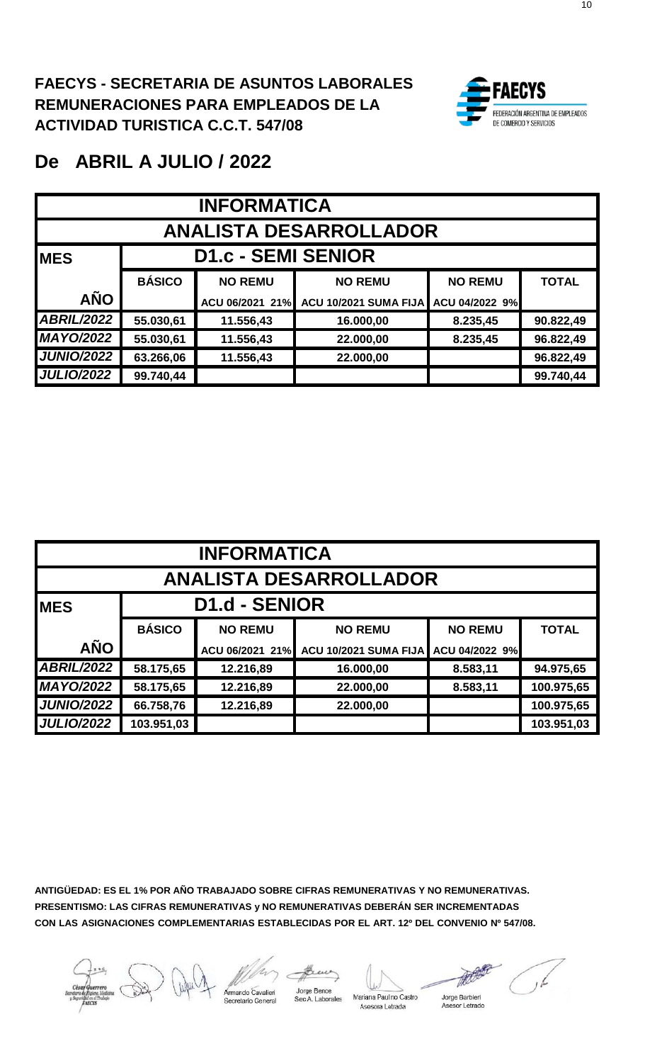**FAECYS - SECRETARIA DE ASUNTOS LABORALES**
**REMUNERACIONES PARA EMPLEADOS DE LA ACTIVIDAD TURISTICA C.C.T. 547/08**

FAECYS
FEDERACIÓN ARGENTINA DE EMPLEADOS DE COMERCIO Y SERVICIOS

## De ABRIL A JULIO / 2022

| INFORMATICA | | | | | |
|---|---|---|---|---|---|
| ANALISTA DESARROLLADOR | | | | | |
| MES | D1.c - SEMI SENIOR | | | | |
| | BÁSICO | NO REMU | NO REMU | NO REMU | TOTAL |
| AÑO | | ACU 06/2021 21% | ACU 10/2021 SUMA FIJA | ACU 04/2022 9% | |
| ABRIL/2022 | 55.030,61 | 11.556,43 | 16.000,00 | 8.235,45 | 90.822,49 |
| MAYO/2022 | 55.030,61 | 11.556,43 | 22.000,00 | 8.235,45 | 96.822,49 |
| JUNIO/2022 | 63.266,06 | 11.556,43 | 22.000,00 | | 96.822,49 |
| JULIO/2022 | 99.740,44 | | | | 99.740,44 |

| INFORMATICA | | | | | |
|---|---|---|---|---|---|
| ANALISTA DESARROLLADOR | | | | | |
| MES | D1.d - SENIOR | | | | |
| | BÁSICO | NO REMU | NO REMU | NO REMU | TOTAL |
| AÑO | | ACU 06/2021 21% | ACU 10/2021 SUMA FIJA | ACU 04/2022 9% | |
| ABRIL/2022 | 58.175,65 | 12.216,89 | 16.000,00 | 8.583,11 | 94.975,65 |
| MAYO/2022 | 58.175,65 | 12.216,89 | 22.000,00 | 8.583,11 | 100.975,65 |
| JUNIO/2022 | 66.758,76 | 12.216,89 | 22.000,00 | | 100.975,65 |
| JULIO/2022 | 103.951,03 | | | | 103.951,03 |

**ANTIGÜEDAD: ES EL 1% POR AÑO TRABAJADO SOBRE CIFRAS REMUNERATIVAS Y NO REMUNERATIVAS.**
**PRESENTISMO: LAS CIFRAS REMUNERATIVAS y NO REMUNERATIVAS DEBERÁN SER INCREMENTADAS CON LAS ASIGNACIONES COMPLEMENTARIAS ESTABLECIDAS POR EL ART. 12º DEL CONVENIO Nº 547/08.**

César Guerrero, Secretario de Higiene, Medicina y Seguridad en el Trabajo FAECYS — Armando Cavalieri, Secretario General — Jorge Bence, Sec.A. Laborales — Mariana Paulino Castro, Asesora Letrada — Jorge Barbieri, Asesor Letrado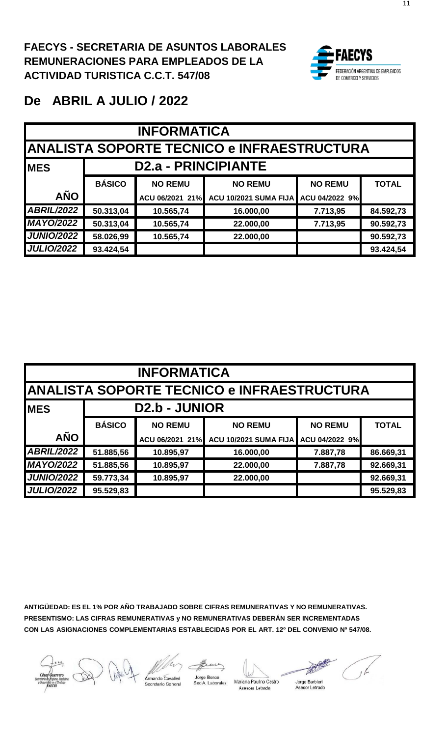**FAECYS - SECRETARIA DE ASUNTOS LABORALES**
**REMUNERACIONES PARA EMPLEADOS DE LA ACTIVIDAD TURISTICA C.C.T. 547/08**

FAECYS
FEDERACIÓN ARGENTINA DE EMPLEADOS DE COMERCIO Y SERVICIOS

## De ABRIL A JULIO / 2022

| INFORMATICA | | | | | |
|---|---|---|---|---|---|
| **ANALISTA SOPORTE TECNICO e INFRAESTRUCTURA** | | | | | |
| **MES** | **D2.a - PRINCIPIANTE** | | | | |
| | **BÁSICO** | **NO REMU** | **NO REMU** | **NO REMU** | **TOTAL** |
| **AÑO** | | ACU 06/2021 21% | ACU 10/2021 SUMA FIJA | ACU 04/2022 9% | |
| ***ABRIL/2022*** | 50.313,04 | 10.565,74 | 16.000,00 | 7.713,95 | 84.592,73 |
| ***MAYO/2022*** | 50.313,04 | 10.565,74 | 22.000,00 | 7.713,95 | 90.592,73 |
| ***JUNIO/2022*** | 58.026,99 | 10.565,74 | 22.000,00 | | 90.592,73 |
| ***JULIO/2022*** | 93.424,54 | | | | 93.424,54 |

| INFORMATICA | | | | | |
|---|---|---|---|---|---|
| **ANALISTA SOPORTE TECNICO e INFRAESTRUCTURA** | | | | | |
| **MES** | **D2.b - JUNIOR** | | | | |
| | **BÁSICO** | **NO REMU** | **NO REMU** | **NO REMU** | **TOTAL** |
| **AÑO** | | ACU 06/2021 21% | ACU 10/2021 SUMA FIJA | ACU 04/2022 9% | |
| ***ABRIL/2022*** | 51.885,56 | 10.895,97 | 16.000,00 | 7.887,78 | 86.669,31 |
| ***MAYO/2022*** | 51.885,56 | 10.895,97 | 22.000,00 | 7.887,78 | 92.669,31 |
| ***JUNIO/2022*** | 59.773,34 | 10.895,97 | 22.000,00 | | 92.669,31 |
| ***JULIO/2022*** | 95.529,83 | | | | 95.529,83 |

**ANTIGÜEDAD: ES EL 1% POR AÑO TRABAJADO SOBRE CIFRAS REMUNERATIVAS Y NO REMUNERATIVAS.**
**PRESENTISMO: LAS CIFRAS REMUNERATIVAS y NO REMUNERATIVAS DEBERÁN SER INCREMENTADAS CON LAS ASIGNACIONES COMPLEMENTARIAS ESTABLECIDAS POR EL ART. 12º DEL CONVENIO Nº 547/08.**

César Guerrero
Secretario de Higiene, Medicina y Seguridad en el Trabajo
FAECYS

Armando Cavalieri
Secretario General

Jorge Bence
Sec A. Laborales

Mariana Paulino Castro
Asesora Letrada

Jorge Barbieri
Asesor Letrado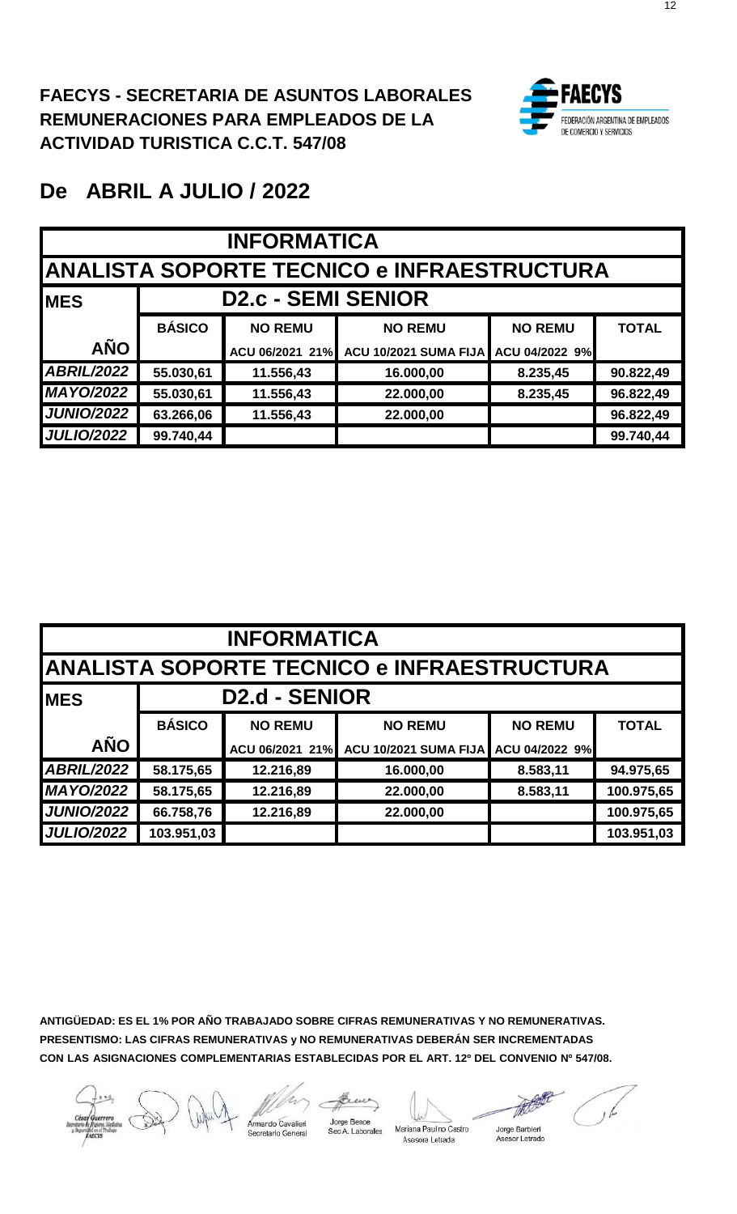**FAECYS - SECRETARIA DE ASUNTOS LABORALES**
**REMUNERACIONES PARA EMPLEADOS DE LA**
**ACTIVIDAD TURISTICA C.C.T. 547/08**

FAECYS
FEDERACIÓN ARGENTINA DE EMPLEADOS DE COMERCIO Y SERVICIOS

## De ABRIL A JULIO / 2022

| INFORMATICA | | | | | |
|---|---|---|---|---|---|
| **ANALISTA SOPORTE TECNICO e INFRAESTRUCTURA** | | | | | |
| **MES** | **D2.c - SEMI SENIOR** | | | | |
| | **BÁSICO** | **NO REMU** | **NO REMU** | **NO REMU** | **TOTAL** |
| **AÑO** | | **ACU 06/2021 21%** | **ACU 10/2021 SUMA FIJA** | **ACU 04/2022 9%** | |
| ***ABRIL/2022*** | **55.030,61** | **11.556,43** | **16.000,00** | **8.235,45** | **90.822,49** |
| ***MAYO/2022*** | **55.030,61** | **11.556,43** | **22.000,00** | **8.235,45** | **96.822,49** |
| ***JUNIO/2022*** | **63.266,06** | **11.556,43** | **22.000,00** | | **96.822,49** |
| ***JULIO/2022*** | **99.740,44** | | | | **99.740,44** |

| INFORMATICA | | | | | |
|---|---|---|---|---|---|
| **ANALISTA SOPORTE TECNICO e INFRAESTRUCTURA** | | | | | |
| **MES** | **D2.d - SENIOR** | | | | |
| | **BÁSICO** | **NO REMU** | **NO REMU** | **NO REMU** | **TOTAL** |
| **AÑO** | | **ACU 06/2021 21%** | **ACU 10/2021 SUMA FIJA** | **ACU 04/2022 9%** | |
| ***ABRIL/2022*** | **58.175,65** | **12.216,89** | **16.000,00** | **8.583,11** | **94.975,65** |
| ***MAYO/2022*** | **58.175,65** | **12.216,89** | **22.000,00** | **8.583,11** | **100.975,65** |
| ***JUNIO/2022*** | **66.758,76** | **12.216,89** | **22.000,00** | | **100.975,65** |
| ***JULIO/2022*** | **103.951,03** | | | | **103.951,03** |

**ANTIGÜEDAD: ES EL 1% POR AÑO TRABAJADO SOBRE CIFRAS REMUNERATIVAS Y NO REMUNERATIVAS.**
**PRESENTISMO: LAS CIFRAS REMUNERATIVAS y NO REMUNERATIVAS DEBERÁN SER INCREMENTADAS**
**CON LAS ASIGNACIONES COMPLEMENTARIAS ESTABLECIDAS POR EL ART. 12º DEL CONVENIO Nº 547/08.**

César Guerrero – Secretario de Higiene, Medicina y Seguridad en el Trabajo FAECYS
Armando Cavalieri – Secretario General
Jorge Bence – Sec.A. Laborales
Mariana Paulino Castro – Asesora Letrada
Jorge Barbieri – Asesor Letrado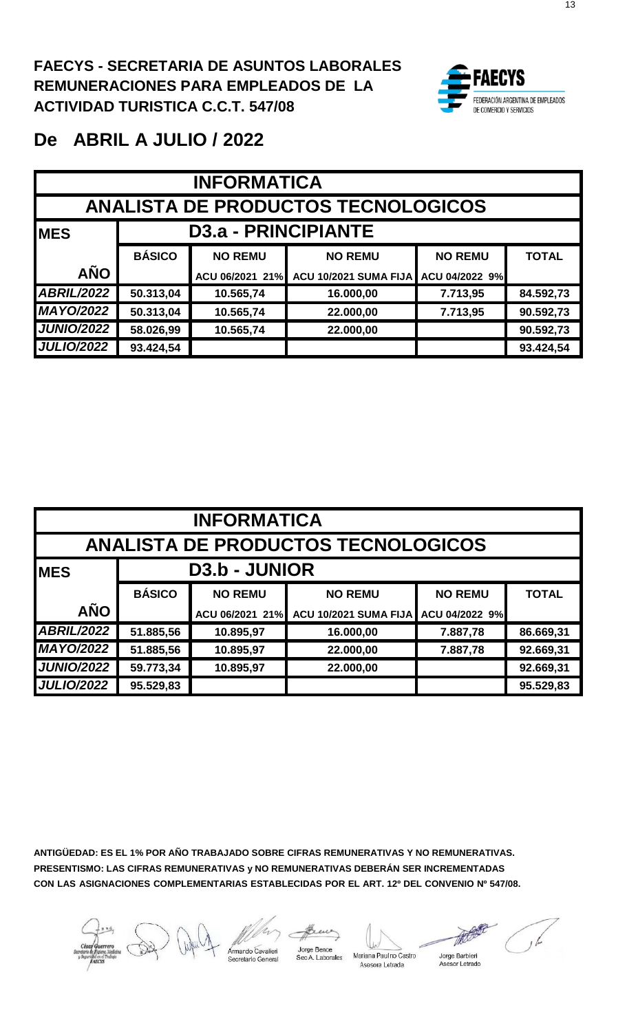**FAECYS - SECRETARIA DE ASUNTOS LABORALES**
**REMUNERACIONES PARA EMPLEADOS DE LA ACTIVIDAD TURISTICA C.C.T. 547/08**

FAECYS FEDERACIÓN ARGENTINA DE EMPLEADOS DE COMERCIO Y SERVICIOS

# De ABRIL A JULIO / 2022

| INFORMATICA | | | | | |
|---|---|---|---|---|---|
| ANALISTA DE PRODUCTOS TECNOLOGICOS | | | | | |
| MES | D3.a - PRINCIPIANTE | | | | |
| | BÁSICO | NO REMU | NO REMU | NO REMU | TOTAL |
| AÑO | | ACU 06/2021 21% | ACU 10/2021 SUMA FIJA | ACU 04/2022 9% | |
| ABRIL/2022 | 50.313,04 | 10.565,74 | 16.000,00 | 7.713,95 | 84.592,73 |
| MAYO/2022 | 50.313,04 | 10.565,74 | 22.000,00 | 7.713,95 | 90.592,73 |
| JUNIO/2022 | 58.026,99 | 10.565,74 | 22.000,00 | | 90.592,73 |
| JULIO/2022 | 93.424,54 | | | | 93.424,54 |

| INFORMATICA | | | | | |
|---|---|---|---|---|---|
| ANALISTA DE PRODUCTOS TECNOLOGICOS | | | | | |
| MES | D3.b - JUNIOR | | | | |
| | BÁSICO | NO REMU | NO REMU | NO REMU | TOTAL |
| AÑO | | ACU 06/2021 21% | ACU 10/2021 SUMA FIJA | ACU 04/2022 9% | |
| ABRIL/2022 | 51.885,56 | 10.895,97 | 16.000,00 | 7.887,78 | 86.669,31 |
| MAYO/2022 | 51.885,56 | 10.895,97 | 22.000,00 | 7.887,78 | 92.669,31 |
| JUNIO/2022 | 59.773,34 | 10.895,97 | 22.000,00 | | 92.669,31 |
| JULIO/2022 | 95.529,83 | | | | 95.529,83 |

**ANTIGÜEDAD: ES EL 1% POR AÑO TRABAJADO SOBRE CIFRAS REMUNERATIVAS Y NO REMUNERATIVAS.**
**PRESENTISMO: LAS CIFRAS REMUNERATIVAS y NO REMUNERATIVAS DEBERÁN SER INCREMENTADAS CON LAS ASIGNACIONES COMPLEMENTARIAS ESTABLECIDAS POR EL ART. 12º DEL CONVENIO Nº 547/08.**

César Guerrero, Secretario de Higiene, Medicina y Seguridad en el Trabajo FAECYS — Armando Cavalieri, Secretario General — Jorge Bence, Sec A. Laborales — Mariana Paulino Castro, Asesora Letrada — Jorge Barbieri, Asesor Letrado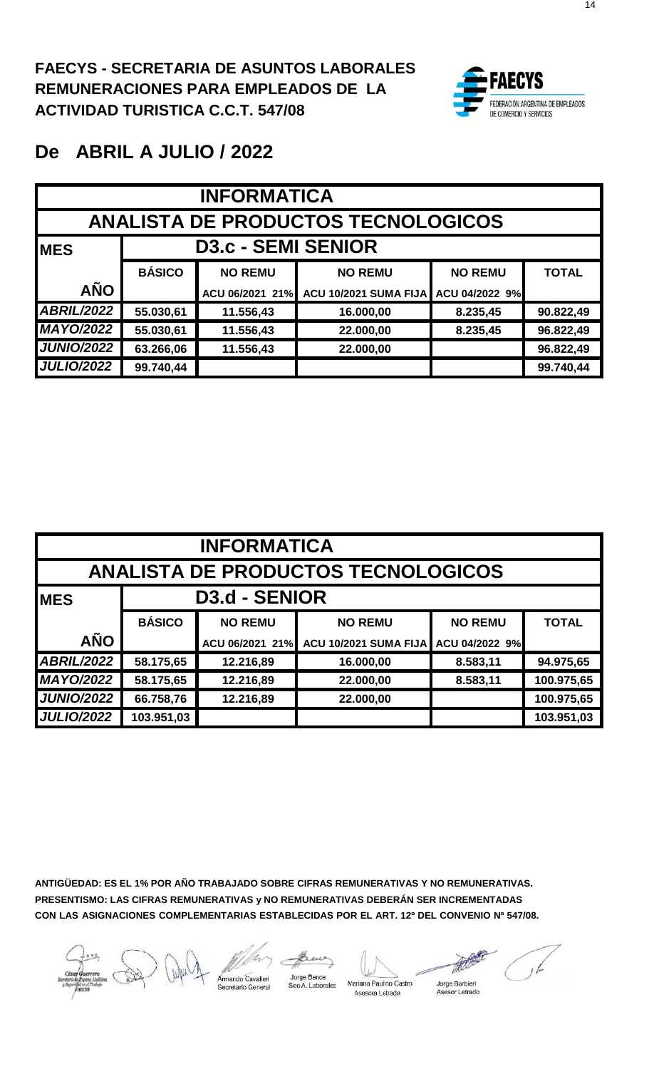**FAECYS - SECRETARIA DE ASUNTOS LABORALES**
**REMUNERACIONES PARA EMPLEADOS DE LA ACTIVIDAD TURISTICA C.C.T. 547/08**

FAECYS
FEDERACIÓN ARGENTINA DE EMPLEADOS DE COMERCIO Y SERVICIOS

# De ABRIL A JULIO / 2022

| INFORMATICA | | | | | |
|---|---|---|---|---|---|
| **ANALISTA DE PRODUCTOS TECNOLOGICOS** | | | | | |
| **MES** | **D3.c - SEMI SENIOR** | | | | |
| | **BÁSICO** | **NO REMU** | **NO REMU** | **NO REMU** | **TOTAL** |
| **AÑO** | | ACU 06/2021 21% | ACU 10/2021 SUMA FIJA | ACU 04/2022 9% | |
| ***ABRIL/2022*** | 55.030,61 | 11.556,43 | 16.000,00 | 8.235,45 | 90.822,49 |
| ***MAYO/2022*** | 55.030,61 | 11.556,43 | 22.000,00 | 8.235,45 | 96.822,49 |
| ***JUNIO/2022*** | 63.266,06 | 11.556,43 | 22.000,00 | | 96.822,49 |
| ***JULIO/2022*** | 99.740,44 | | | | 99.740,44 |

| INFORMATICA | | | | | |
|---|---|---|---|---|---|
| **ANALISTA DE PRODUCTOS TECNOLOGICOS** | | | | | |
| **MES** | **D3.d - SENIOR** | | | | |
| | **BÁSICO** | **NO REMU** | **NO REMU** | **NO REMU** | **TOTAL** |
| **AÑO** | | ACU 06/2021 21% | ACU 10/2021 SUMA FIJA | ACU 04/2022 9% | |
| ***ABRIL/2022*** | 58.175,65 | 12.216,89 | 16.000,00 | 8.583,11 | 94.975,65 |
| ***MAYO/2022*** | 58.175,65 | 12.216,89 | 22.000,00 | 8.583,11 | 100.975,65 |
| ***JUNIO/2022*** | 66.758,76 | 12.216,89 | 22.000,00 | | 100.975,65 |
| ***JULIO/2022*** | 103.951,03 | | | | 103.951,03 |

**ANTIGÜEDAD: ES EL 1% POR AÑO TRABAJADO SOBRE CIFRAS REMUNERATIVAS Y NO REMUNERATIVAS.**
**PRESENTISMO: LAS CIFRAS REMUNERATIVAS y NO REMUNERATIVAS DEBERÁN SER INCREMENTADAS CON LAS ASIGNACIONES COMPLEMENTARIAS ESTABLECIDAS POR EL ART. 12º DEL CONVENIO Nº 547/08.**

César Guerrero, Secretario de Higiene, Medicina y Seguridad en el Trabajo FAECYS — Armando Cavalieri, Secretario General — Jorge Bence, Sec. A. Laborales — Mariana Paulino Castro, Asesora Letrada — Jorge Barbieri, Asesor Letrado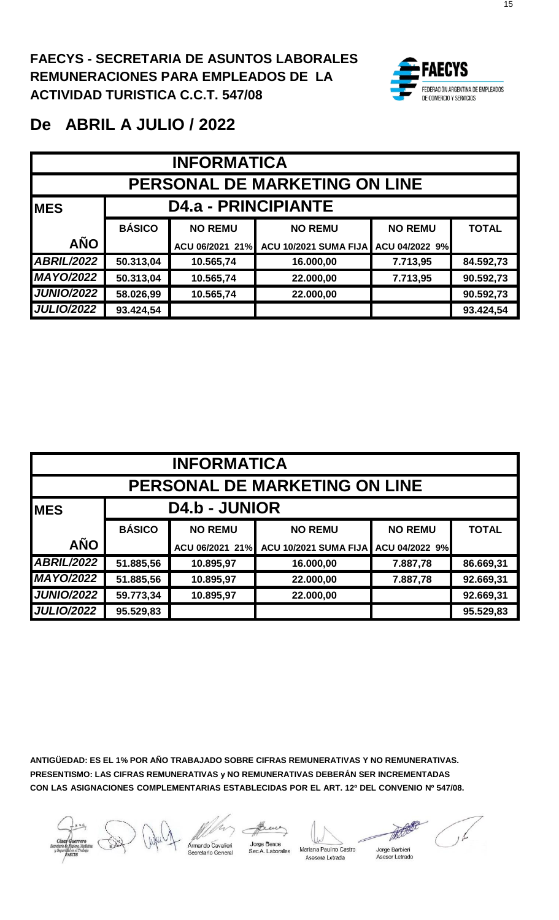**FAECYS - SECRETARIA DE ASUNTOS LABORALES**
**REMUNERACIONES PARA EMPLEADOS DE LA ACTIVIDAD TURISTICA C.C.T. 547/08**

FAECYS
FEDERACIÓN ARGENTINA DE EMPLEADOS DE COMERCIO Y SERVICIOS

# De ABRIL A JULIO / 2022

| INFORMATICA | | | | | |
|---|---|---|---|---|---|
| PERSONAL DE MARKETING ON LINE | | | | | |
| MES | D4.a - PRINCIPIANTE | | | | |
| | BÁSICO | NO REMU | NO REMU | NO REMU | TOTAL |
| AÑO | | ACU 06/2021 21% | ACU 10/2021 SUMA FIJA | ACU 04/2022 9% | |
| ABRIL/2022 | 50.313,04 | 10.565,74 | 16.000,00 | 7.713,95 | 84.592,73 |
| MAYO/2022 | 50.313,04 | 10.565,74 | 22.000,00 | 7.713,95 | 90.592,73 |
| JUNIO/2022 | 58.026,99 | 10.565,74 | 22.000,00 | | 90.592,73 |
| JULIO/2022 | 93.424,54 | | | | 93.424,54 |

| INFORMATICA | | | | | |
|---|---|---|---|---|---|
| PERSONAL DE MARKETING ON LINE | | | | | |
| MES | D4.b - JUNIOR | | | | |
| | BÁSICO | NO REMU | NO REMU | NO REMU | TOTAL |
| AÑO | | ACU 06/2021 21% | ACU 10/2021 SUMA FIJA | ACU 04/2022 9% | |
| ABRIL/2022 | 51.885,56 | 10.895,97 | 16.000,00 | 7.887,78 | 86.669,31 |
| MAYO/2022 | 51.885,56 | 10.895,97 | 22.000,00 | 7.887,78 | 92.669,31 |
| JUNIO/2022 | 59.773,34 | 10.895,97 | 22.000,00 | | 92.669,31 |
| JULIO/2022 | 95.529,83 | | | | 95.529,83 |

**ANTIGÜEDAD: ES EL 1% POR AÑO TRABAJADO SOBRE CIFRAS REMUNERATIVAS Y NO REMUNERATIVAS.**
**PRESENTISMO: LAS CIFRAS REMUNERATIVAS y NO REMUNERATIVAS DEBERÁN SER INCREMENTADAS CON LAS ASIGNACIONES COMPLEMENTARIAS ESTABLECIDAS POR EL ART. 12º DEL CONVENIO Nº 547/08.**

César Guerrero - Secretario de Higiene, Medicina y Seguridad en el Trabajo FAECYS
Armando Cavalieri - Secretario General
Jorge Bence - Sec.A. Laborales
Mariana Paulino Castro - Asesora Letrada
Jorge Barbieri - Asesor Letrado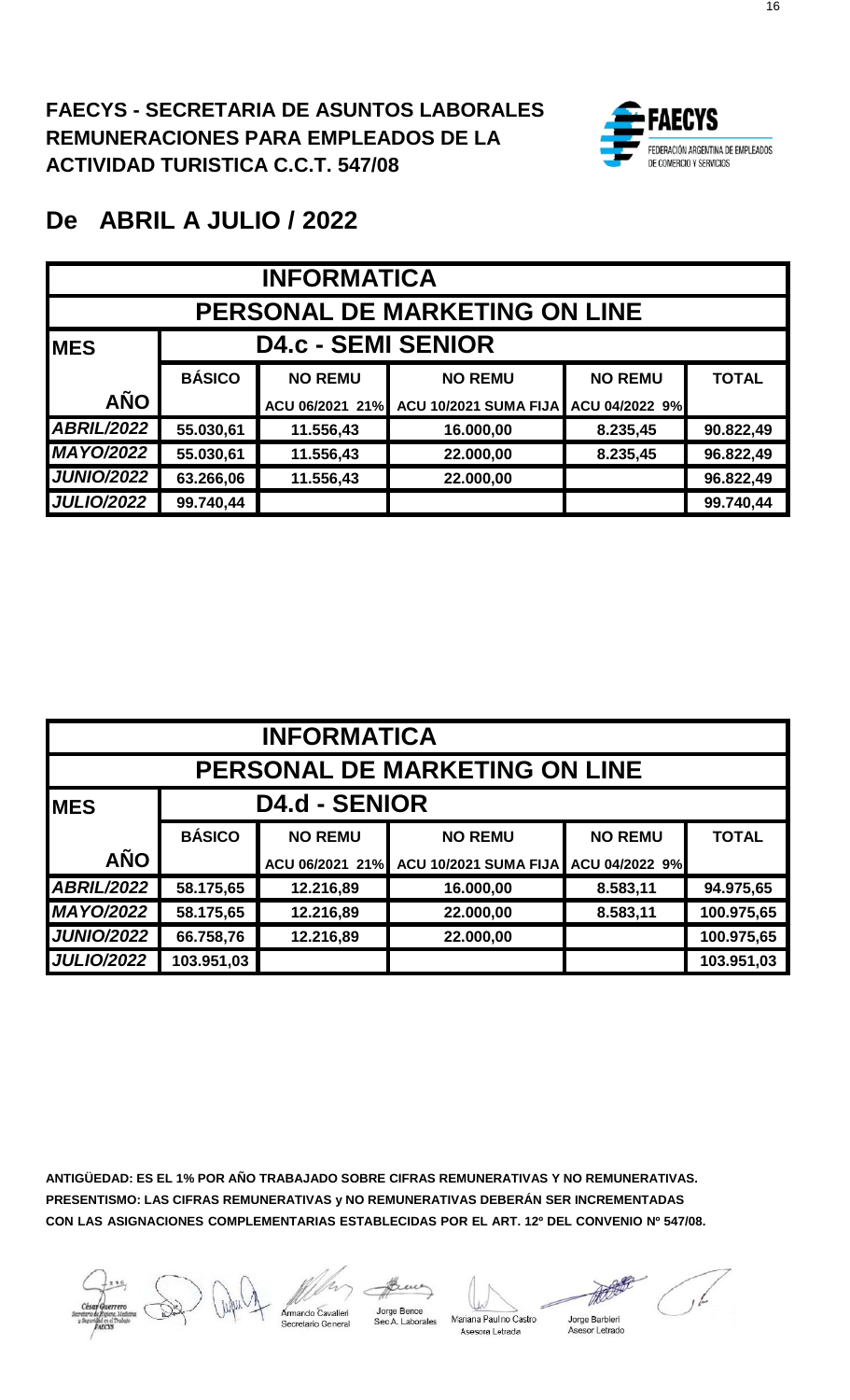**FAECYS - SECRETARIA DE ASUNTOS LABORALES**
**REMUNERACIONES PARA EMPLEADOS DE LA ACTIVIDAD TURISTICA C.C.T. 547/08**

# De ABRIL A JULIO / 2022

| INFORMATICA | | | | | |
|---|---|---|---|---|---|
| PERSONAL DE MARKETING ON LINE | | | | | |
| **MES** | D4.c - SEMI SENIOR | | | | |
| | **BÁSICO** | **NO REMU** | **NO REMU** | **NO REMU** | **TOTAL** |
| **AÑO** | | ACU 06/2021 21% | ACU 10/2021 SUMA FIJA | ACU 04/2022 9% | |
| ***ABRIL/2022*** | 55.030,61 | 11.556,43 | 16.000,00 | 8.235,45 | 90.822,49 |
| ***MAYO/2022*** | 55.030,61 | 11.556,43 | 22.000,00 | 8.235,45 | 96.822,49 |
| ***JUNIO/2022*** | 63.266,06 | 11.556,43 | 22.000,00 | | 96.822,49 |
| ***JULIO/2022*** | 99.740,44 | | | | 99.740,44 |

| INFORMATICA | | | | | |
|---|---|---|---|---|---|
| PERSONAL DE MARKETING ON LINE | | | | | |
| **MES** | D4.d - SENIOR | | | | |
| | **BÁSICO** | **NO REMU** | **NO REMU** | **NO REMU** | **TOTAL** |
| **AÑO** | | ACU 06/2021 21% | ACU 10/2021 SUMA FIJA | ACU 04/2022 9% | |
| ***ABRIL/2022*** | 58.175,65 | 12.216,89 | 16.000,00 | 8.583,11 | 94.975,65 |
| ***MAYO/2022*** | 58.175,65 | 12.216,89 | 22.000,00 | 8.583,11 | 100.975,65 |
| ***JUNIO/2022*** | 66.758,76 | 12.216,89 | 22.000,00 | | 100.975,65 |
| ***JULIO/2022*** | 103.951,03 | | | | 103.951,03 |

**ANTIGÜEDAD: ES EL 1% POR AÑO TRABAJADO SOBRE CIFRAS REMUNERATIVAS Y NO REMUNERATIVAS.**
**PRESENTISMO: LAS CIFRAS REMUNERATIVAS y NO REMUNERATIVAS DEBERÁN SER INCREMENTADAS CON LAS ASIGNACIONES COMPLEMENTARIAS ESTABLECIDAS POR EL ART. 12º DEL CONVENIO Nº 547/08.**

César Guerrero
Secretario de Higiene, Medicina y Seguridad en el Trabajo
FAECYS

Armando Cavalieri
Secretario General

Jorge Bence
Sec.A. Laborales

Mariana Paulino Castro
Asesora Letrada

Jorge Barbieri
Asesor Letrado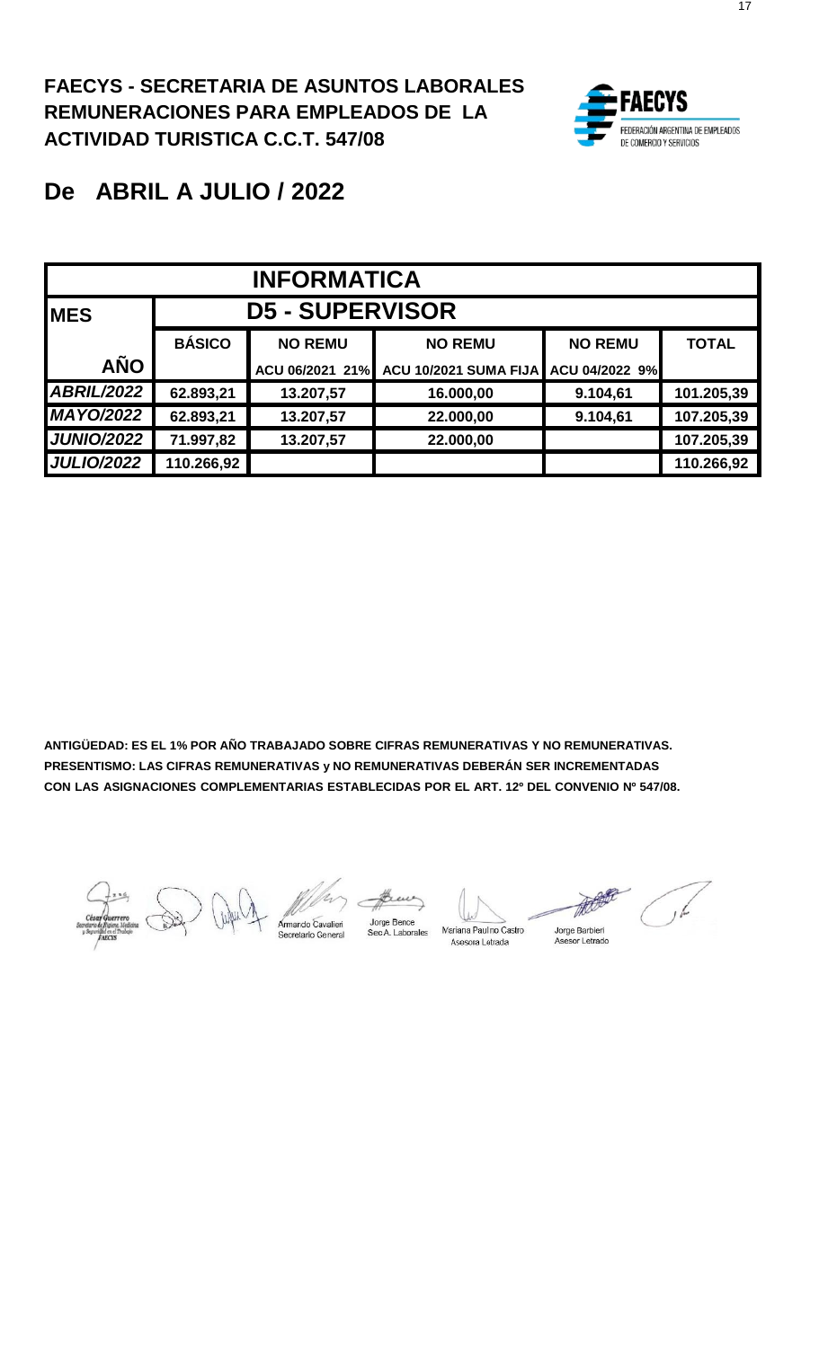**FAECYS - SECRETARIA DE ASUNTOS LABORALES
REMUNERACIONES PARA EMPLEADOS DE LA
ACTIVIDAD TURISTICA C.C.T. 547/08**

FAECYS
FEDERACIÓN ARGENTINA DE EMPLEADOS DE COMERCIO Y SERVICIOS

# De ABRIL A JULIO / 2022

| INFORMATICA | | | | | |
|---|---|---|---|---|---|
| **MES** | **D5 - SUPERVISOR** | | | | |
| | **BÁSICO** | **NO REMU** | **NO REMU** | **NO REMU** | **TOTAL** |
| **AÑO** | | **ACU 06/2021 21%** | **ACU 10/2021 SUMA FIJA** | **ACU 04/2022 9%** | |
| ***ABRIL/2022*** | **62.893,21** | **13.207,57** | **16.000,00** | **9.104,61** | **101.205,39** |
| ***MAYO/2022*** | **62.893,21** | **13.207,57** | **22.000,00** | **9.104,61** | **107.205,39** |
| ***JUNIO/2022*** | **71.997,82** | **13.207,57** | **22.000,00** | | **107.205,39** |
| ***JULIO/2022*** | **110.266,92** | | | | **110.266,92** |

**ANTIGÜEDAD: ES EL 1% POR AÑO TRABAJADO SOBRE CIFRAS REMUNERATIVAS Y NO REMUNERATIVAS.
PRESENTISMO: LAS CIFRAS REMUNERATIVAS y NO REMUNERATIVAS DEBERÁN SER INCREMENTADAS
CON LAS ASIGNACIONES COMPLEMENTARIAS ESTABLECIDAS POR EL ART. 12º DEL CONVENIO Nº 547/08.**

César Guerrero
Secretario de Higiene, Medicina y Seguridad en el Trabajo
FAECYS

Armando Cavalieri
Secretario General

Jorge Bence
Sec A. Laborales

Mariana Paulino Castro
Asesora Letrada

Jorge Barbieri
Asesor Letrado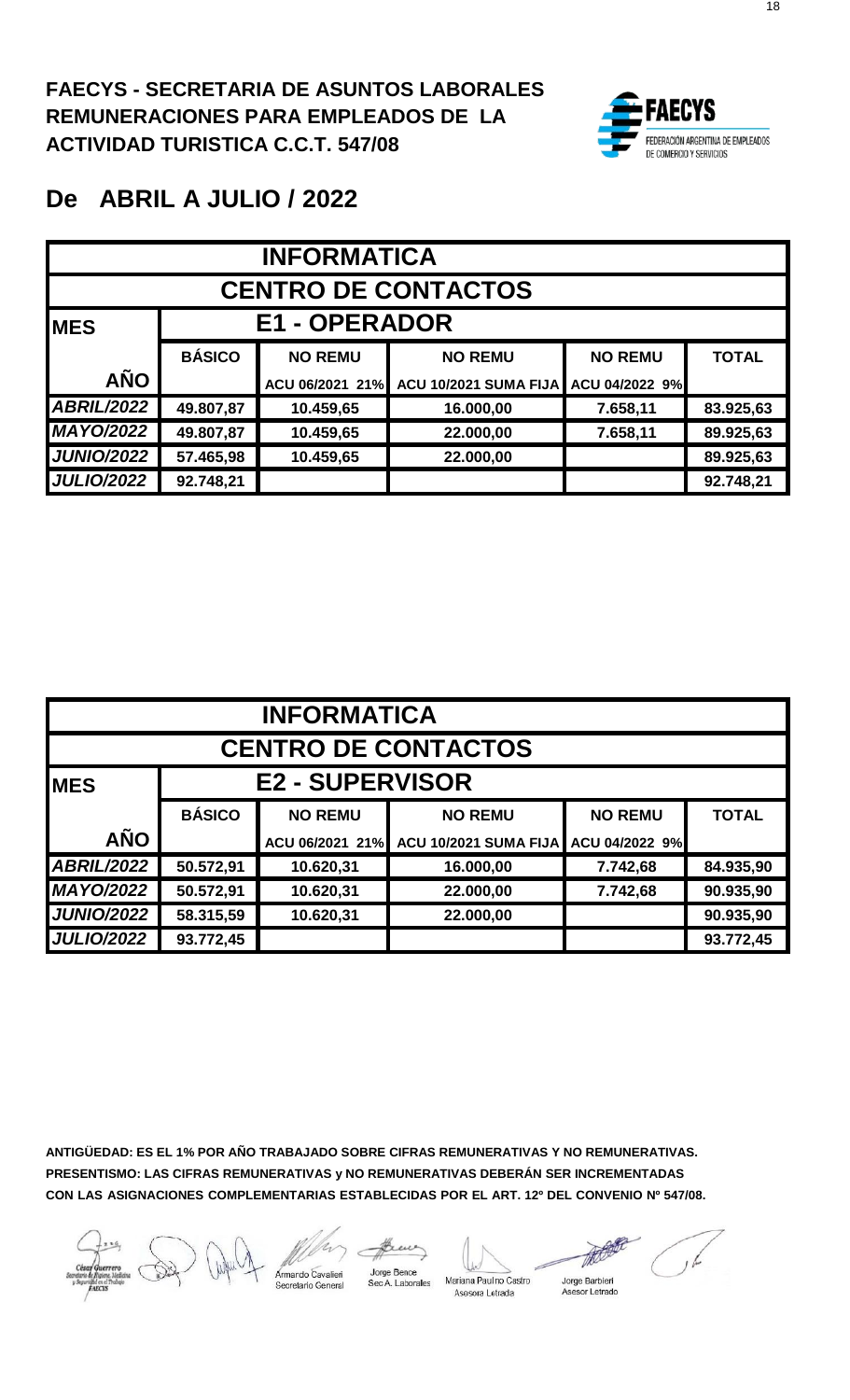**FAECYS - SECRETARIA DE ASUNTOS LABORALES**
**REMUNERACIONES PARA EMPLEADOS DE LA ACTIVIDAD TURISTICA C.C.T. 547/08**

FAECYS
FEDERACIÓN ARGENTINA DE EMPLEADOS DE COMERCIO Y SERVICIOS

## De ABRIL A JULIO / 2022

| INFORMATICA | | | | | |
|---|---|---|---|---|---|
| **CENTRO DE CONTACTOS** | | | | | |
| **MES** | **E1 - OPERADOR** | | | | |
| | **BÁSICO** | **NO REMU** | **NO REMU** | **NO REMU** | **TOTAL** |
| **AÑO** | | ACU 06/2021 21% | ACU 10/2021 SUMA FIJA | ACU 04/2022 9% | |
| ***ABRIL/2022*** | 49.807,87 | 10.459,65 | 16.000,00 | 7.658,11 | 83.925,63 |
| ***MAYO/2022*** | 49.807,87 | 10.459,65 | 22.000,00 | 7.658,11 | 89.925,63 |
| ***JUNIO/2022*** | 57.465,98 | 10.459,65 | 22.000,00 | | 89.925,63 |
| ***JULIO/2022*** | 92.748,21 | | | | 92.748,21 |

| INFORMATICA | | | | | |
|---|---|---|---|---|---|
| **CENTRO DE CONTACTOS** | | | | | |
| **MES** | **E2 - SUPERVISOR** | | | | |
| | **BÁSICO** | **NO REMU** | **NO REMU** | **NO REMU** | **TOTAL** |
| **AÑO** | | ACU 06/2021 21% | ACU 10/2021 SUMA FIJA | ACU 04/2022 9% | |
| ***ABRIL/2022*** | 50.572,91 | 10.620,31 | 16.000,00 | 7.742,68 | 84.935,90 |
| ***MAYO/2022*** | 50.572,91 | 10.620,31 | 22.000,00 | 7.742,68 | 90.935,90 |
| ***JUNIO/2022*** | 58.315,59 | 10.620,31 | 22.000,00 | | 90.935,90 |
| ***JULIO/2022*** | 93.772,45 | | | | 93.772,45 |

**ANTIGÜEDAD: ES EL 1% POR AÑO TRABAJADO SOBRE CIFRAS REMUNERATIVAS Y NO REMUNERATIVAS.**
**PRESENTISMO: LAS CIFRAS REMUNERATIVAS y NO REMUNERATIVAS DEBERÁN SER INCREMENTADAS CON LAS ASIGNACIONES COMPLEMENTARIAS ESTABLECIDAS POR EL ART. 12º DEL CONVENIO Nº 547/08.**

César Guerrero – Secretario de Higiene, Medicina y Seguridad en el Trabajo FAECYS
Armando Cavalieri – Secretario General
Jorge Bence – Sec.A. Laborales
Mariana Paulino Castro – Asesora Letrada
Jorge Barbieri – Asesor Letrado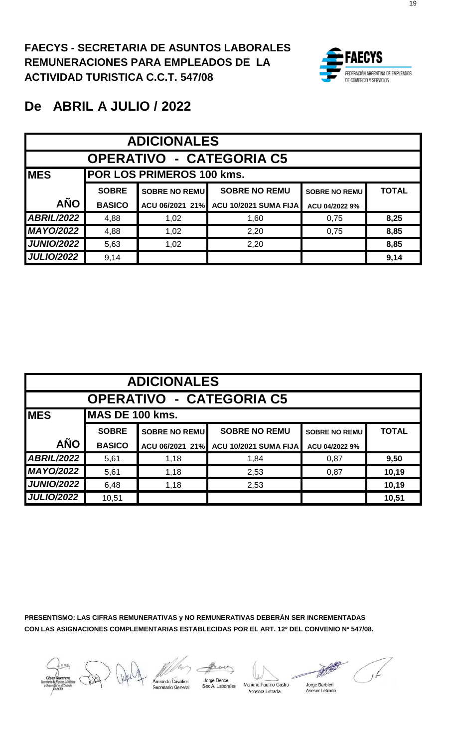**FAECYS - SECRETARIA DE ASUNTOS LABORALES**
**REMUNERACIONES PARA EMPLEADOS DE LA**
**ACTIVIDAD TURISTICA C.C.T. 547/08**

FAECYS
FEDERACIÓN ARGENTINA DE EMPLEADOS DE COMERCIO Y SERVICIOS

## De ABRIL A JULIO / 2022

| ADICIONALES | | | | | |
|---|---|---|---|---|---|
| **OPERATIVO - CATEGORIA C5** | | | | | |
| **MES** | **POR LOS PRIMEROS 100 kms.** | | | | |
| | **SOBRE** | **SOBRE NO REMU** | **SOBRE NO REMU** | **SOBRE NO REMU** | **TOTAL** |
| **AÑO** | **BASICO** | **ACU 06/2021 21%** | **ACU 10/2021 SUMA FIJA** | **ACU 04/2022 9%** | |
| ***ABRIL/2022*** | 4,88 | 1,02 | 1,60 | 0,75 | **8,25** |
| ***MAYO/2022*** | 4,88 | 1,02 | 2,20 | 0,75 | **8,85** |
| ***JUNIO/2022*** | 5,63 | 1,02 | 2,20 | | **8,85** |
| ***JULIO/2022*** | 9,14 | | | | **9,14** |

| ADICIONALES | | | | | |
|---|---|---|---|---|---|
| **OPERATIVO - CATEGORIA C5** | | | | | |
| **MES** | **MAS DE 100 kms.** | | | | |
| | **SOBRE** | **SOBRE NO REMU** | **SOBRE NO REMU** | **SOBRE NO REMU** | **TOTAL** |
| **AÑO** | **BASICO** | **ACU 06/2021 21%** | **ACU 10/2021 SUMA FIJA** | **ACU 04/2022 9%** | |
| ***ABRIL/2022*** | 5,61 | 1,18 | 1,84 | 0,87 | **9,50** |
| ***MAYO/2022*** | 5,61 | 1,18 | 2,53 | 0,87 | **10,19** |
| ***JUNIO/2022*** | 6,48 | 1,18 | 2,53 | | **10,19** |
| ***JULIO/2022*** | 10,51 | | | | **10,51** |

**PRESENTISMO: LAS CIFRAS REMUNERATIVAS y NO REMUNERATIVAS DEBERÁN SER INCREMENTADAS CON LAS ASIGNACIONES COMPLEMENTARIAS ESTABLECIDAS POR EL ART. 12º DEL CONVENIO Nº 547/08.**

César Guerrero
Secretario de Higiene, Medicina y Seguridad en el Trabajo
FAECYS

Armando Cavalieri
Secretario General

Jorge Bence
Sec.A. Laborales

Mariana Paulino Castro
Asesora Letrada

Jorge Barbieri
Asesor Letrado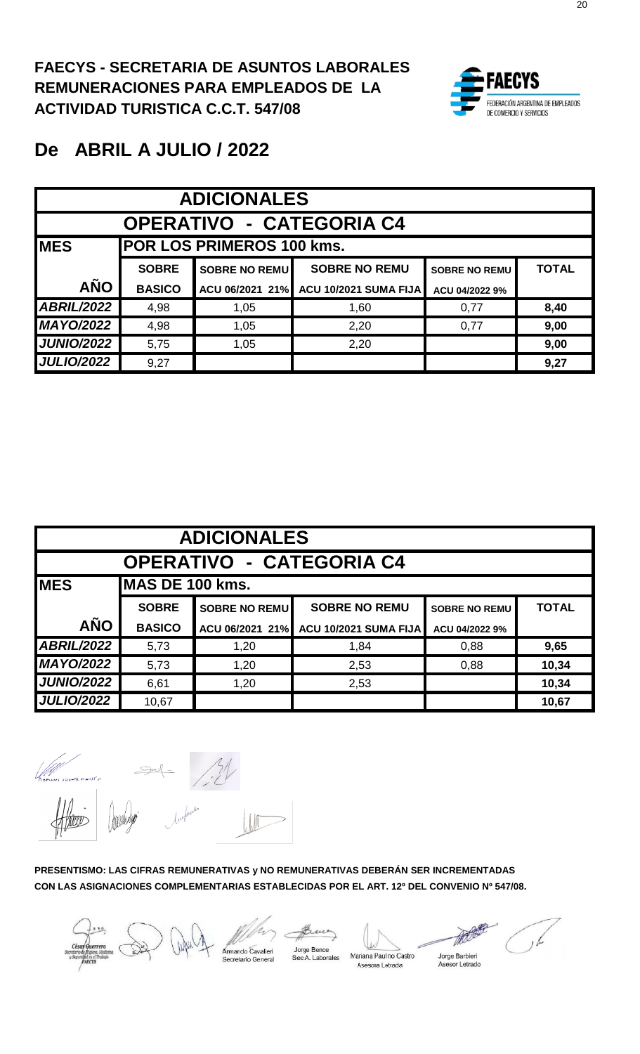**FAECYS - SECRETARIA DE ASUNTOS LABORALES**
**REMUNERACIONES PARA EMPLEADOS DE LA ACTIVIDAD TURISTICA C.C.T. 547/08**

FAECYS
FEDERACIÓN ARGENTINA DE EMPLEADOS DE COMERCIO Y SERVICIOS

## De ABRIL A JULIO / 2022

| ADICIONALES | | | | | |
|---|---|---|---|---|---|
| OPERATIVO - CATEGORIA C4 | | | | | |
| MES | POR LOS PRIMEROS 100 kms. | | | | |
| | SOBRE | SOBRE NO REMU | SOBRE NO REMU | SOBRE NO REMU | TOTAL |
| AÑO | BASICO | ACU 06/2021 21% | ACU 10/2021 SUMA FIJA | ACU 04/2022 9% | |
| ABRIL/2022 | 4,98 | 1,05 | 1,60 | 0,77 | 8,40 |
| MAYO/2022 | 4,98 | 1,05 | 2,20 | 0,77 | 9,00 |
| JUNIO/2022 | 5,75 | 1,05 | 2,20 | | 9,00 |
| JULIO/2022 | 9,27 | | | | 9,27 |

| ADICIONALES | | | | | |
|---|---|---|---|---|---|
| OPERATIVO - CATEGORIA C4 | | | | | |
| MES | MAS DE 100 kms. | | | | |
| | SOBRE | SOBRE NO REMU | SOBRE NO REMU | SOBRE NO REMU | TOTAL |
| AÑO | BASICO | ACU 06/2021 21% | ACU 10/2021 SUMA FIJA | ACU 04/2022 9% | |
| ABRIL/2022 | 5,73 | 1,20 | 1,84 | 0,88 | 9,65 |
| MAYO/2022 | 5,73 | 1,20 | 2,53 | 0,88 | 10,34 |
| JUNIO/2022 | 6,61 | 1,20 | 2,53 | | 10,34 |
| JULIO/2022 | 10,67 | | | | 10,67 |

**PRESENTISMO: LAS CIFRAS REMUNERATIVAS y NO REMUNERATIVAS DEBERÁN SER INCREMENTADAS CON LAS ASIGNACIONES COMPLEMENTARIAS ESTABLECIDAS POR EL ART. 12º DEL CONVENIO Nº 547/08.**

César Guerrero
Secretario de Higiene, Medicina y Seguridad en el Trabajo
FAECYS

Armando Cavalieri
Secretario General

Jorge Bence
Sec.A. Laborales

Mariana Paulino Castro
Asesora Letrada

Jorge Barbieri
Asesor Letrado